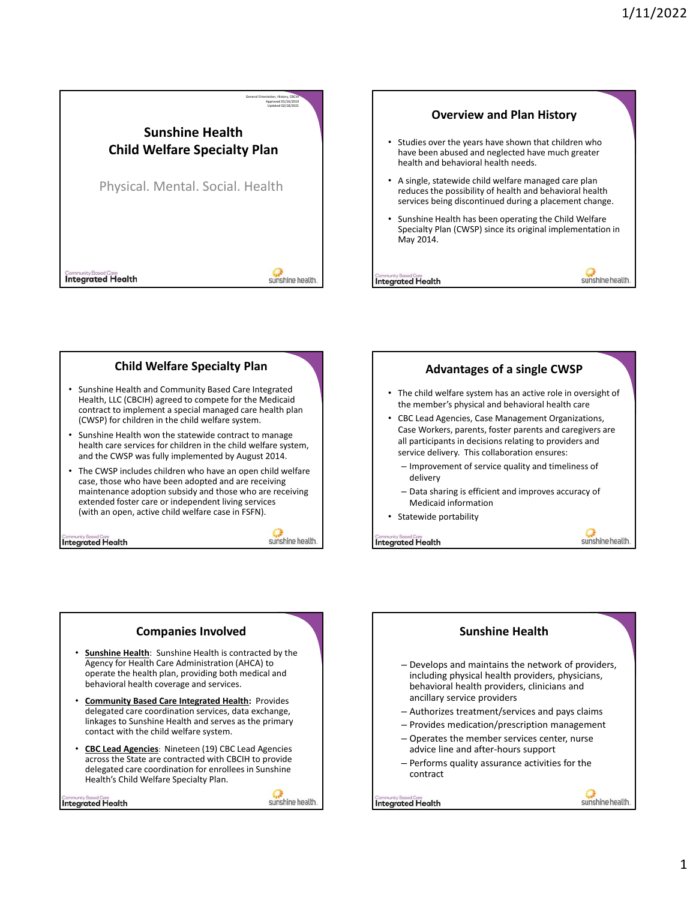General Orientation, History, CBCIH
Approved 01/16/2019
Updated 02/18/2021

# Sunshine Health Child Welfare Specialty Plan

Physical. Mental. Social. Health

Community Based Care Integrated Health

sunshine health

## Overview and Plan History

- Studies over the years have shown that children who have been abused and neglected have much greater health and behavioral health needs.
- A single, statewide child welfare managed care plan reduces the possibility of health and behavioral health services being discontinued during a placement change.
- Sunshine Health has been operating the Child Welfare Specialty Plan (CWSP) since its original implementation in May 2014.

## Child Welfare Specialty Plan

- Sunshine Health and Community Based Care Integrated Health, LLC (CBCIH) agreed to compete for the Medicaid contract to implement a special managed care health plan (CWSP) for children in the child welfare system.
- Sunshine Health won the statewide contract to manage health care services for children in the child welfare system, and the CWSP was fully implemented by August 2014.
- The CWSP includes children who have an open child welfare case, those who have been adopted and are receiving maintenance adoption subsidy and those who are receiving extended foster care or independent living services (with an open, active child welfare case in FSFN).

## Advantages of a single CWSP

- The child welfare system has an active role in oversight of the member's physical and behavioral health care
- CBC Lead Agencies, Case Management Organizations, Case Workers, parents, foster parents and caregivers are all participants in decisions relating to providers and service delivery. This collaboration ensures:
  - Improvement of service quality and timeliness of delivery
  - Data sharing is efficient and improves accuracy of Medicaid information
- Statewide portability

## Companies Involved

- **Sunshine Health**: Sunshine Health is contracted by the Agency for Health Care Administration (AHCA) to operate the health plan, providing both medical and behavioral health coverage and services.
- **Community Based Care Integrated Health:** Provides delegated care coordination services, data exchange, linkages to Sunshine Health and serves as the primary contact with the child welfare system.
- **CBC Lead Agencies**: Nineteen (19) CBC Lead Agencies across the State are contracted with CBCIH to provide delegated care coordination for enrollees in Sunshine Health's Child Welfare Specialty Plan.

## Sunshine Health

- Develops and maintains the network of providers, including physical health providers, physicians, behavioral health providers, clinicians and ancillary service providers
- Authorizes treatment/services and pays claims
- Provides medication/prescription management
- Operates the member services center, nurse advice line and after-hours support
- Performs quality assurance activities for the contract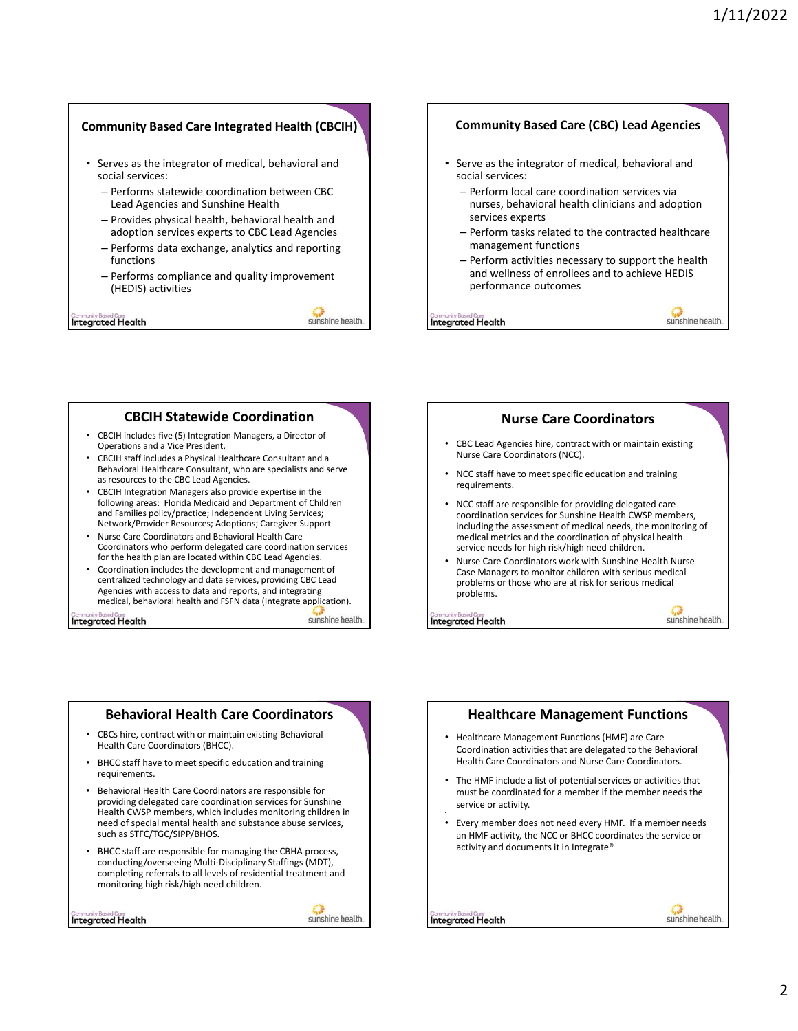## Community Based Care Integrated Health (CBCIH)

- Serves as the integrator of medical, behavioral and social services:
  - Performs statewide coordination between CBC Lead Agencies and Sunshine Health
  - Provides physical health, behavioral health and adoption services experts to CBC Lead Agencies
  - Performs data exchange, analytics and reporting functions
  - Performs compliance and quality improvement (HEDIS) activities

## Community Based Care (CBC) Lead Agencies

- Serve as the integrator of medical, behavioral and social services:
  - Perform local care coordination services via nurses, behavioral health clinicians and adoption services experts
  - Perform tasks related to the contracted healthcare management functions
  - Perform activities necessary to support the health and wellness of enrollees and to achieve HEDIS performance outcomes

## CBCIH Statewide Coordination

- CBCIH includes five (5) Integration Managers, a Director of Operations and a Vice President.
- CBCIH staff includes a Physical Healthcare Consultant and a Behavioral Healthcare Consultant, who are specialists and serve as resources to the CBC Lead Agencies.
- CBCIH Integration Managers also provide expertise in the following areas: Florida Medicaid and Department of Children and Families policy/practice; Independent Living Services; Network/Provider Resources; Adoptions; Caregiver Support
- Nurse Care Coordinators and Behavioral Health Care Coordinators who perform delegated care coordination services for the health plan are located within CBC Lead Agencies.
- Coordination includes the development and management of centralized technology and data services, providing CBC Lead Agencies with access to data and reports, and integrating medical, behavioral health and FSFN data (Integrate application).

## Nurse Care Coordinators

- CBC Lead Agencies hire, contract with or maintain existing Nurse Care Coordinators (NCC).
- NCC staff have to meet specific education and training requirements.
- NCC staff are responsible for providing delegated care coordination services for Sunshine Health CWSP members, including the assessment of medical needs, the monitoring of medical metrics and the coordination of physical health service needs for high risk/high need children.
- Nurse Care Coordinators work with Sunshine Health Nurse Case Managers to monitor children with serious medical problems or those who are at risk for serious medical problems.

## Behavioral Health Care Coordinators

- CBCs hire, contract with or maintain existing Behavioral Health Care Coordinators (BHCC).
- BHCC staff have to meet specific education and training requirements.
- Behavioral Health Care Coordinators are responsible for providing delegated care coordination services for Sunshine Health CWSP members, which includes monitoring children in need of special mental health and substance abuse services, such as STFC/TGC/SIPP/BHOS.
- BHCC staff are responsible for managing the CBHA process, conducting/overseeing Multi-Disciplinary Staffings (MDT), completing referrals to all levels of residential treatment and monitoring high risk/high need children.

## Healthcare Management Functions

- Healthcare Management Functions (HMF) are Care Coordination activities that are delegated to the Behavioral Health Care Coordinators and Nurse Care Coordinators.
- The HMF include a list of potential services or activities that must be coordinated for a member if the member needs the service or activity.
- Every member does not need every HMF. If a member needs an HMF activity, the NCC or BHCC coordinates the service or activity and documents it in Integrate®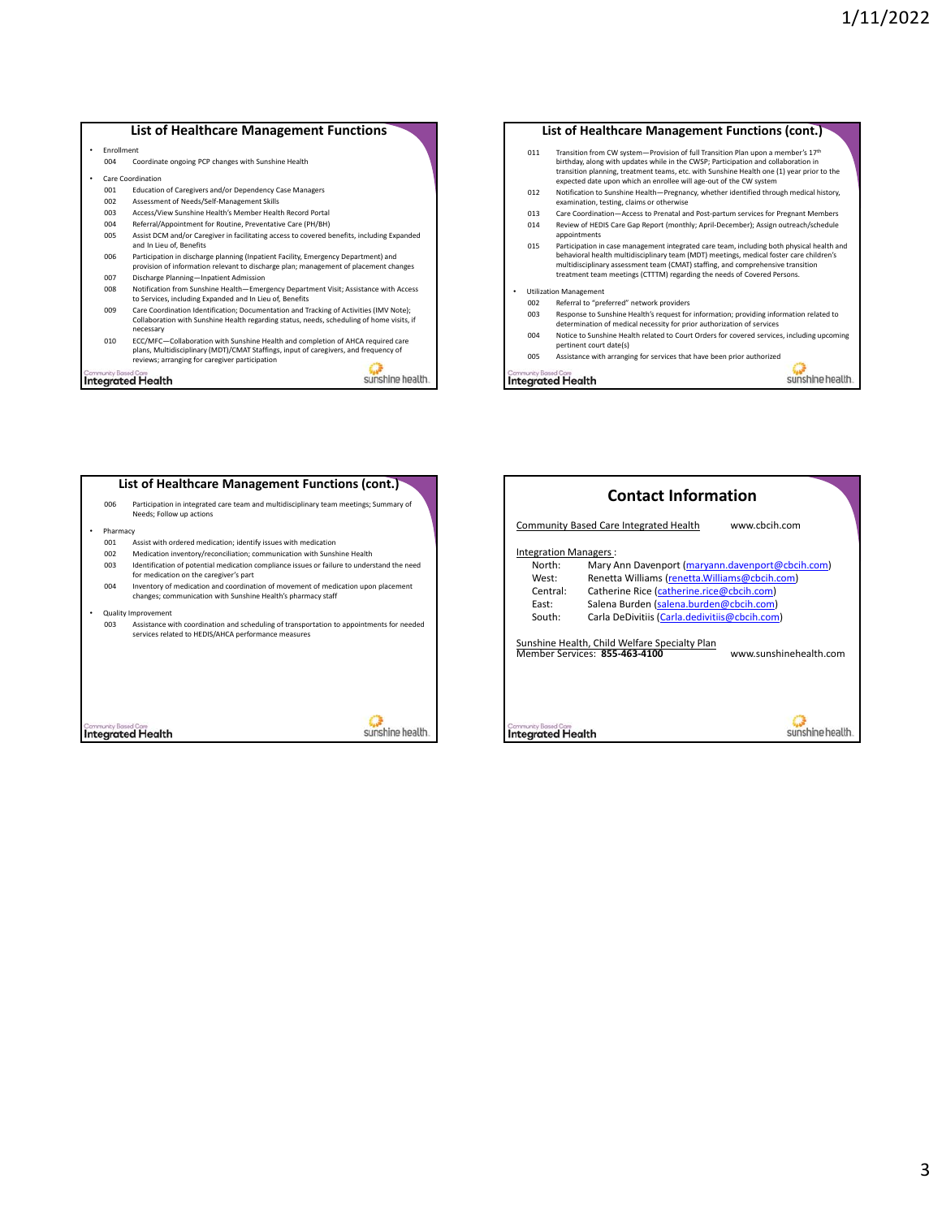## List of Healthcare Management Functions

- Enrollment
  - 004 Coordinate ongoing PCP changes with Sunshine Health
- Care Coordination
  - 001 Education of Caregivers and/or Dependency Case Managers
  - 002 Assessment of Needs/Self-Management Skills
  - 003 Access/View Sunshine Health's Member Health Record Portal
  - 004 Referral/Appointment for Routine, Preventative Care (PH/BH)
  - 005 Assist DCM and/or Caregiver in facilitating access to covered benefits, including Expanded and In Lieu of, Benefits
  - 006 Participation in discharge planning (Inpatient Facility, Emergency Department) and provision of information relevant to discharge plan; management of placement changes
  - 007 Discharge Planning—Inpatient Admission
  - 008 Notification from Sunshine Health—Emergency Department Visit; Assistance with Access to Services, including Expanded and In Lieu of, Benefits
  - 009 Care Coordination Identification; Documentation and Tracking of Activities (IMV Note); Collaboration with Sunshine Health regarding status, needs, scheduling of home visits, if necessary
  - 010 ECC/MFC—Collaboration with Sunshine Health and completion of AHCA required care plans, Multidisciplinary (MDT)/CMAT Staffings, input of caregivers, and frequency of reviews; arranging for caregiver participation

## List of Healthcare Management Functions (cont.)

  - 011 Transition from CW system—Provision of full Transition Plan upon a member's 17th birthday, along with updates while in the CWSP; Participation and collaboration in transition planning, treatment teams, etc. with Sunshine Health one (1) year prior to the expected date upon which an enrollee will age-out of the CW system
  - 012 Notification to Sunshine Health—Pregnancy, whether identified through medical history, examination, testing, claims or otherwise
  - 013 Care Coordination—Access to Prenatal and Post-partum services for Pregnant Members
  - 014 Review of HEDIS Care Gap Report (monthly; April-December); Assign outreach/schedule appointments
  - 015 Participation in case management integrated care team, including both physical health and behavioral health multidisciplinary team (MDT) meetings, medical foster care children's multidisciplinary assessment team (CMAT) staffing, and comprehensive transition treatment team meetings (CTTTM) regarding the needs of Covered Persons.
- Utilization Management
  - 002 Referral to "preferred" network providers
  - 003 Response to Sunshine Health's request for information; providing information related to determination of medical necessity for prior authorization of services
  - 004 Notice to Sunshine Health related to Court Orders for covered services, including upcoming pertinent court date(s)
  - 005 Assistance with arranging for services that have been prior authorized

## List of Healthcare Management Functions (cont.)

  - 006 Participation in integrated care team and multidisciplinary team meetings; Summary of Needs; Follow up actions
- Pharmacy
  - 001 Assist with ordered medication; identify issues with medication
  - 002 Medication inventory/reconciliation; communication with Sunshine Health
  - 003 Identification of potential medication compliance issues or failure to understand the need for medication on the caregiver's part
  - 004 Inventory of medication and coordination of movement of medication upon placement changes; communication with Sunshine Health's pharmacy staff
- Quality Improvement
  - 003 Assistance with coordination and scheduling of transportation to appointments for needed services related to HEDIS/AHCA performance measures

## Contact Information

Community Based Care Integrated Health www.cbcih.com

Integration Managers :

| | |
|---|---|
| North: | Mary Ann Davenport (maryann.davenport@cbcih.com) |
| West: | Renetta Williams (renetta.Williams@cbcih.com) |
| Central: | Catherine Rice (catherine.rice@cbcih.com) |
| East: | Salena Burden (salena.burden@cbcih.com) |
| South: | Carla DeDivitiis (Carla.dedivitiis@cbcih.com) |

Sunshine Health, Child Welfare Specialty Plan
Member Services: **855-463-4100** www.sunshinehealth.com